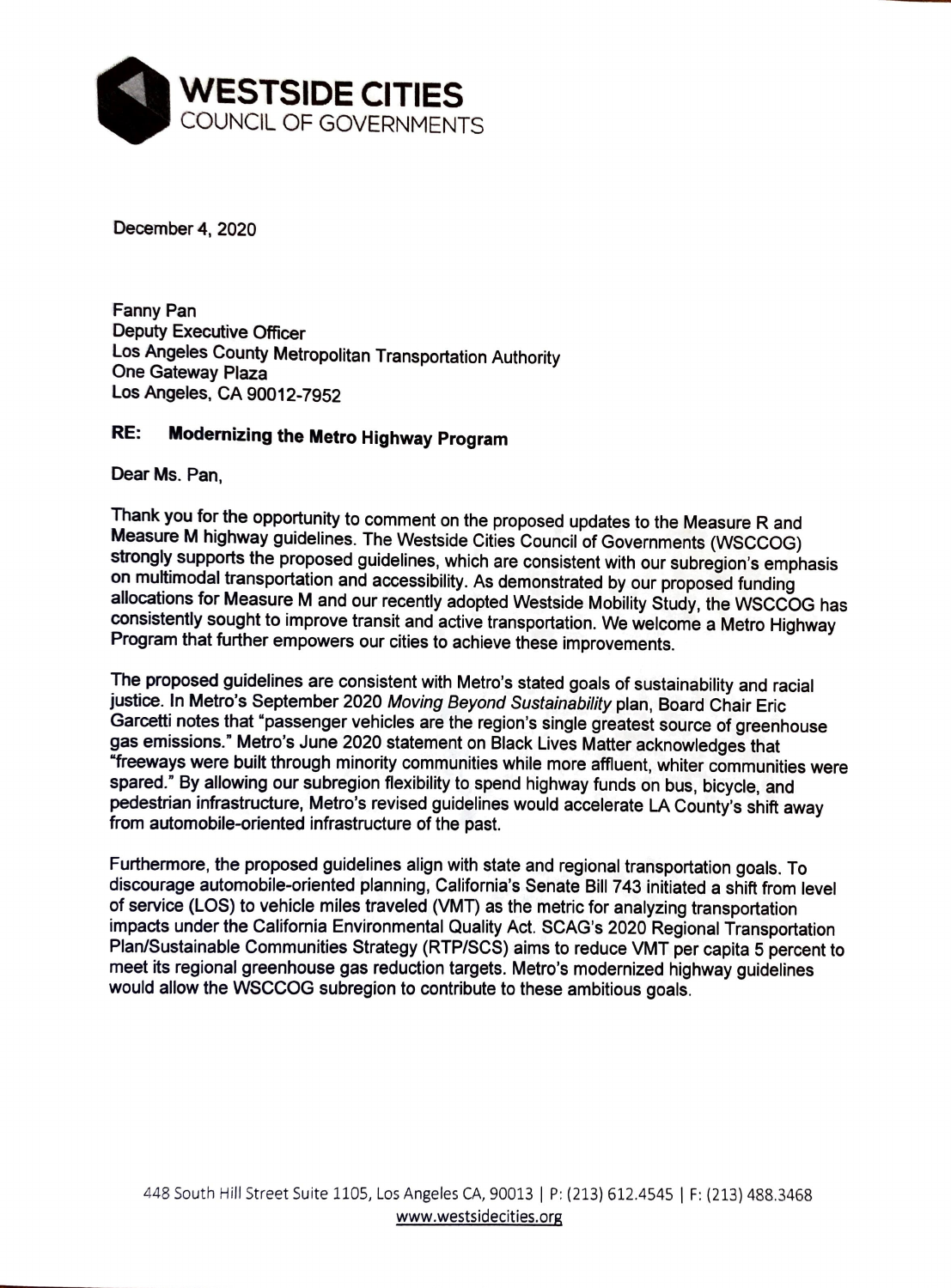**WESTSIDE CITIES**
COUNCIL OF GOVERNMENTS

December 4, 2020

Fanny Pan
Deputy Executive Officer
Los Angeles County Metropolitan Transportation Authority
One Gateway Plaza
Los Angeles, CA 90012-7952

**RE: Modernizing the Metro Highway Program**

Dear Ms. Pan,

Thank you for the opportunity to comment on the proposed updates to the Measure R and Measure M highway guidelines. The Westside Cities Council of Governments (WSCCOG) strongly supports the proposed guidelines, which are consistent with our subregion's emphasis on multimodal transportation and accessibility. As demonstrated by our proposed funding allocations for Measure M and our recently adopted Westside Mobility Study, the WSCCOG has consistently sought to improve transit and active transportation. We welcome a Metro Highway Program that further empowers our cities to achieve these improvements.

The proposed guidelines are consistent with Metro's stated goals of sustainability and racial justice. In Metro's September 2020 *Moving Beyond Sustainability* plan, Board Chair Eric Garcetti notes that "passenger vehicles are the region's single greatest source of greenhouse gas emissions." Metro's June 2020 statement on Black Lives Matter acknowledges that "freeways were built through minority communities while more affluent, whiter communities were spared." By allowing our subregion flexibility to spend highway funds on bus, bicycle, and pedestrian infrastructure, Metro's revised guidelines would accelerate LA County's shift away from automobile-oriented infrastructure of the past.

Furthermore, the proposed guidelines align with state and regional transportation goals. To discourage automobile-oriented planning, California's Senate Bill 743 initiated a shift from level of service (LOS) to vehicle miles traveled (VMT) as the metric for analyzing transportation impacts under the California Environmental Quality Act. SCAG's 2020 Regional Transportation Plan/Sustainable Communities Strategy (RTP/SCS) aims to reduce VMT per capita 5 percent to meet its regional greenhouse gas reduction targets. Metro's modernized highway guidelines would allow the WSCCOG subregion to contribute to these ambitious goals.

448 South Hill Street Suite 1105, Los Angeles CA, 90013 | P: (213) 612.4545 | F: (213) 488.3468
www.westsidecities.org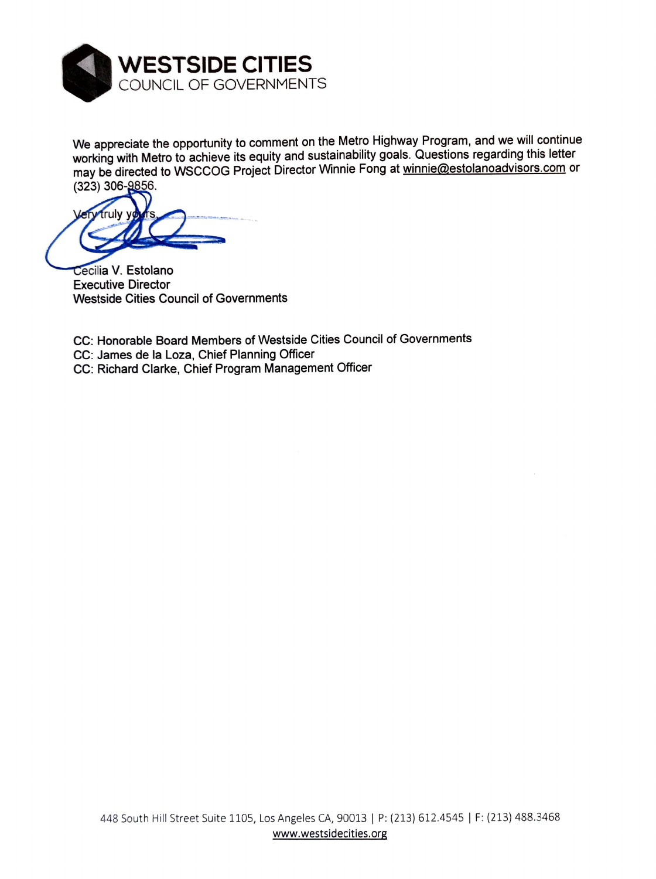**WESTSIDE CITIES**
COUNCIL OF GOVERNMENTS

We appreciate the opportunity to comment on the Metro Highway Program, and we will continue working with Metro to achieve its equity and sustainability goals. Questions regarding this letter may be directed to WSCCOG Project Director Winnie Fong at winnie@estolanoadvisors.com or (323) 306-9856.

Very truly yours,

Cecilia V. Estolano
Executive Director
Westside Cities Council of Governments

CC: Honorable Board Members of Westside Cities Council of Governments
CC: James de la Loza, Chief Planning Officer
CC: Richard Clarke, Chief Program Management Officer

448 South Hill Street Suite 1105, Los Angeles CA, 90013 | P: (213) 612.4545 | F: (213) 488.3468
www.westsidecities.org